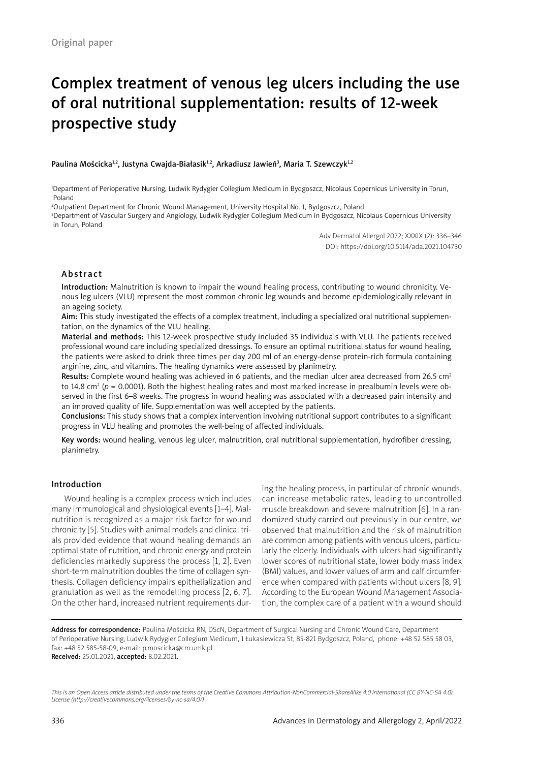Original paper

# Complex treatment of venous leg ulcers including the use of oral nutritional supplementation: results of 12-week prospective study

Paulina Mościcka[1,2], Justyna Cwajda-Białasik[1,2], Arkadiusz Jawień[3], Maria T. Szewczyk[1,2]

[1]Department of Perioperative Nursing, Ludwik Rydygier Collegium Medicum in Bydgoszcz, Nicolaus Copernicus University in Torun, Poland

[2]Outpatient Department for Chronic Wound Management, University Hospital No. 1, Bydgoszcz, Poland

[3]Department of Vascular Surgery and Angiology, Ludwik Rydygier Collegium Medicum in Bydgoszcz, Nicolaus Copernicus University in Torun, Poland

Adv Dermatol Allergol 2022; XXXIX (2): 336–346
DOI: https://doi.org/10.5114/ada.2021.104730

## Abstract

**Introduction:** Malnutrition is known to impair the wound healing process, contributing to wound chronicity. Venous leg ulcers (VLU) represent the most common chronic leg wounds and become epidemiologically relevant in an ageing society.

**Aim:** This study investigated the effects of a complex treatment, including a specialized oral nutritional supplementation, on the dynamics of the VLU healing.

**Material and methods:** This 12-week prospective study included 35 individuals with VLU. The patients received professional wound care including specialized dressings. To ensure an optimal nutritional status for wound healing, the patients were asked to drink three times per day 200 ml of an energy-dense protein-rich formula containing arginine, zinc, and vitamins. The healing dynamics were assessed by planimetry.

**Results:** Complete wound healing was achieved in 6 patients, and the median ulcer area decreased from 26.5 cm$^2$ to 14.8 cm$^2$ ($p = 0.0001$). Both the highest healing rates and most marked increase in prealbumin levels were observed in the first 6–8 weeks. The progress in wound healing was associated with a decreased pain intensity and an improved quality of life. Supplementation was well accepted by the patients.

**Conclusions:** This study shows that a complex intervention involving nutritional support contributes to a significant progress in VLU healing and promotes the well-being of affected individuals.

**Key words:** wound healing, venous leg ulcer, malnutrition, oral nutritional supplementation, hydrofiber dressing, planimetry.

## Introduction

Wound healing is a complex process which includes many immunological and physiological events [1–4]. Malnutrition is recognized as a major risk factor for wound chronicity [5]. Studies with animal models and clinical trials provided evidence that wound healing demands an optimal state of nutrition, and chronic energy and protein deficiencies markedly suppress the process [1, 2]. Even short-term malnutrition doubles the time of collagen synthesis. Collagen deficiency impairs epithelialization and granulation as well as the remodelling process [2, 6, 7]. On the other hand, increased nutrient requirements during the healing process, in particular of chronic wounds, can increase metabolic rates, leading to uncontrolled muscle breakdown and severe malnutrition [6]. In a randomized study carried out previously in our centre, we observed that malnutrition and the risk of malnutrition are common among patients with venous ulcers, particularly the elderly. Individuals with ulcers had significantly lower scores of nutritional state, lower body mass index (BMI) values, and lower values of arm and calf circumference when compared with patients without ulcers [8, 9]. According to the European Wound Management Association, the complex care of a patient with a wound should

**Address for correspondence:** Paulina Mościcka RN, DScN, Department of Surgical Nursing and Chronic Wound Care, Department of Perioperative Nursing, Ludwik Rydygier Collegium Medicum, 1 Łukasiewicza St, 85-821 Bydgoszcz, Poland, phone: +48 52 585 58 03, fax: +48 52 585-58-09, e-mail: p.moscicka@cm.umk.pl
**Received:** 25.01.2021, **accepted:** 8.02.2021.

*This is an Open Access article distributed under the terms of the Creative Commons Attribution-NonCommercial-ShareAlike 4.0 International (CC BY-NC-SA 4.0). License (http://creativecommons.org/licenses/by-nc-sa/4.0/)*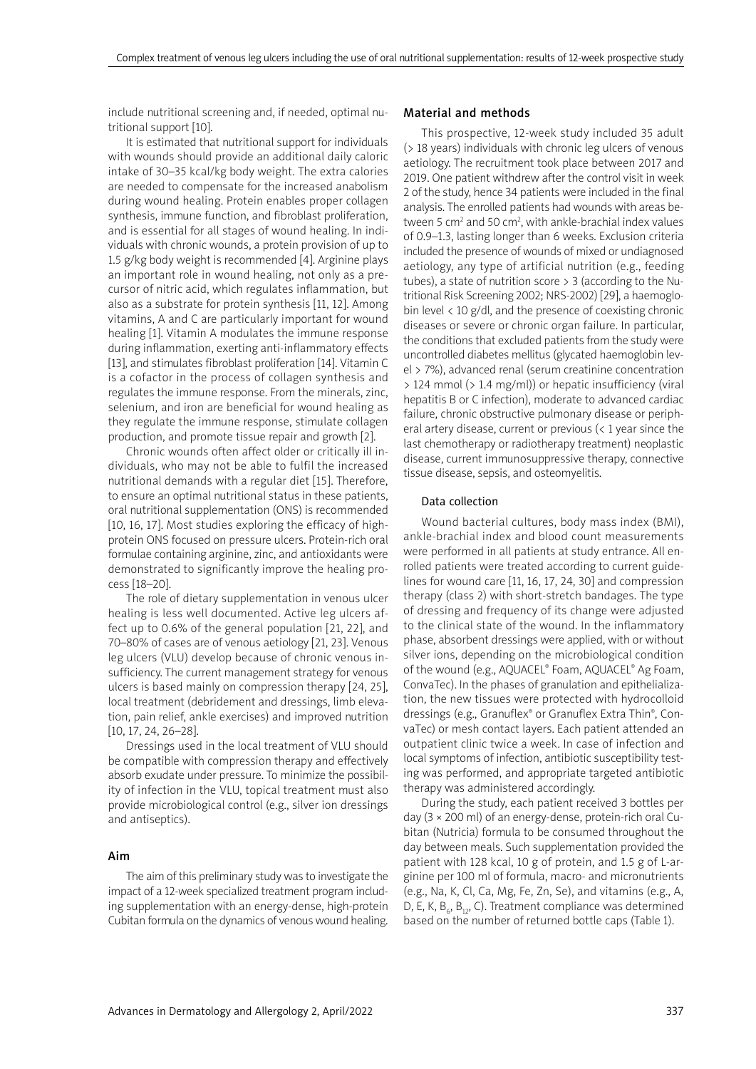include nutritional screening and, if needed, optimal nutritional support [10].

It is estimated that nutritional support for individuals with wounds should provide an additional daily caloric intake of 30–35 kcal/kg body weight. The extra calories are needed to compensate for the increased anabolism during wound healing. Protein enables proper collagen synthesis, immune function, and fibroblast proliferation, and is essential for all stages of wound healing. In individuals with chronic wounds, a protein provision of up to 1.5 g/kg body weight is recommended [4]. Arginine plays an important role in wound healing, not only as a precursor of nitric acid, which regulates inflammation, but also as a substrate for protein synthesis [11, 12]. Among vitamins, A and C are particularly important for wound healing [1]. Vitamin A modulates the immune response during inflammation, exerting anti-inflammatory effects [13], and stimulates fibroblast proliferation [14]. Vitamin C is a cofactor in the process of collagen synthesis and regulates the immune response. From the minerals, zinc, selenium, and iron are beneficial for wound healing as they regulate the immune response, stimulate collagen production, and promote tissue repair and growth [2].

Chronic wounds often affect older or critically ill individuals, who may not be able to fulfil the increased nutritional demands with a regular diet [15]. Therefore, to ensure an optimal nutritional status in these patients, oral nutritional supplementation (ONS) is recommended [10, 16, 17]. Most studies exploring the efficacy of high-protein ONS focused on pressure ulcers. Protein-rich oral formulae containing arginine, zinc, and antioxidants were demonstrated to significantly improve the healing process [18–20].

The role of dietary supplementation in venous ulcer healing is less well documented. Active leg ulcers affect up to 0.6% of the general population [21, 22], and 70–80% of cases are of venous aetiology [21, 23]. Venous leg ulcers (VLU) develop because of chronic venous insufficiency. The current management strategy for venous ulcers is based mainly on compression therapy [24, 25], local treatment (debridement and dressings, limb elevation, pain relief, ankle exercises) and improved nutrition [10, 17, 24, 26–28].

Dressings used in the local treatment of VLU should be compatible with compression therapy and effectively absorb exudate under pressure. To minimize the possibility of infection in the VLU, topical treatment must also provide microbiological control (e.g., silver ion dressings and antiseptics).

## Aim

The aim of this preliminary study was to investigate the impact of a 12-week specialized treatment program including supplementation with an energy-dense, high-protein Cubitan formula on the dynamics of venous wound healing.

## Material and methods

This prospective, 12-week study included 35 adult (> 18 years) individuals with chronic leg ulcers of venous aetiology. The recruitment took place between 2017 and 2019. One patient withdrew after the control visit in week 2 of the study, hence 34 patients were included in the final analysis. The enrolled patients had wounds with areas between 5 $cm^2$ and 50 $cm^2$, with ankle-brachial index values of 0.9–1.3, lasting longer than 6 weeks. Exclusion criteria included the presence of wounds of mixed or undiagnosed aetiology, any type of artificial nutrition (e.g., feeding tubes), a state of nutrition score > 3 (according to the Nutritional Risk Screening 2002; NRS-2002) [29], a haemoglobin level < 10 g/dl, and the presence of coexisting chronic diseases or severe or chronic organ failure. In particular, the conditions that excluded patients from the study were uncontrolled diabetes mellitus (glycated haemoglobin level > 7%), advanced renal (serum creatinine concentration > 124 mmol (> 1.4 mg/ml)) or hepatic insufficiency (viral hepatitis B or C infection), moderate to advanced cardiac failure, chronic obstructive pulmonary disease or peripheral artery disease, current or previous (< 1 year since the last chemotherapy or radiotherapy treatment) neoplastic disease, current immunosuppressive therapy, connective tissue disease, sepsis, and osteomyelitis.

### Data collection

Wound bacterial cultures, body mass index (BMI), ankle-brachial index and blood count measurements were performed in all patients at study entrance. All enrolled patients were treated according to current guidelines for wound care [11, 16, 17, 24, 30] and compression therapy (class 2) with short-stretch bandages. The type of dressing and frequency of its change were adjusted to the clinical state of the wound. In the inflammatory phase, absorbent dressings were applied, with or without silver ions, depending on the microbiological condition of the wound (e.g., AQUACEL® Foam, AQUACEL® Ag Foam, ConvaTec). In the phases of granulation and epithelialization, the new tissues were protected with hydrocolloid dressings (e.g., Granuflex® or Granuflex Extra Thin®, ConvaTec) or mesh contact layers. Each patient attended an outpatient clinic twice a week. In case of infection and local symptoms of infection, antibiotic susceptibility testing was performed, and appropriate targeted antibiotic therapy was administered accordingly.

During the study, each patient received 3 bottles per day (3 × 200 ml) of an energy-dense, protein-rich oral Cubitan (Nutricia) formula to be consumed throughout the day between meals. Such supplementation provided the patient with 128 kcal, 10 g of protein, and 1.5 g of L-arginine per 100 ml of formula, macro- and micronutrients (e.g., Na, K, Cl, Ca, Mg, Fe, Zn, Se), and vitamins (e.g., A, D, E, K, $B_6$, $B_{12}$, C). Treatment compliance was determined based on the number of returned bottle caps (Table 1).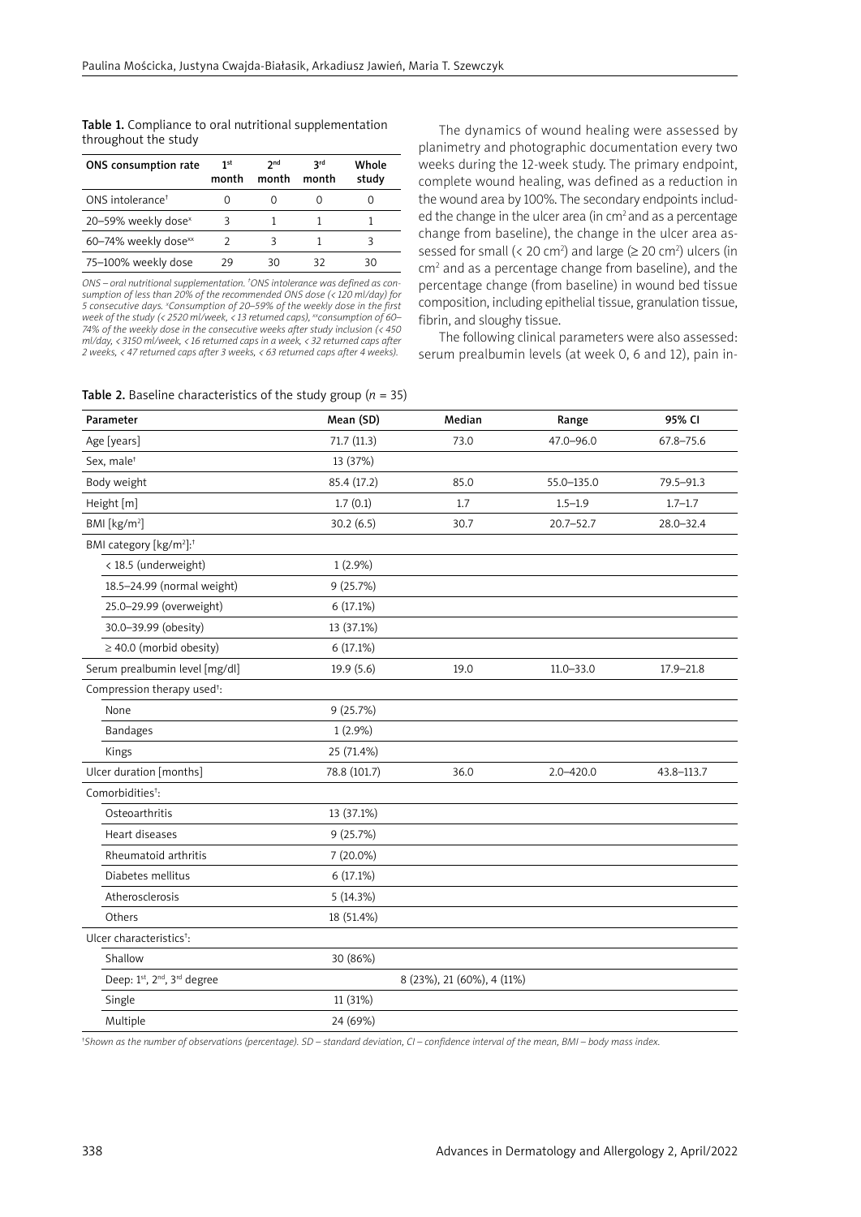**Table 1.** Compliance to oral nutritional supplementation throughout the study

| ONS consumption rate | 1st month | 2nd month | 3rd month | Whole study |
|---|---|---|---|---|
| ONS intolerance† | 0 | 0 | 0 | 0 |
| 20–59% weekly dose^x | 3 | 1 | 1 | 1 |
| 60–74% weekly dose^xx | 2 | 3 | 1 | 3 |
| 75–100% weekly dose | 29 | 30 | 32 | 30 |

*ONS – oral nutritional supplementation. †ONS intolerance was defined as consumption of less than 20% of the recommended ONS dose (< 120 ml/day) for 5 consecutive days. ^xConsumption of 20–59% of the weekly dose in the first week of the study (< 2520 ml/week, < 13 returned caps), ^xxconsumption of 60–74% of the weekly dose in the consecutive weeks after study inclusion (< 450 ml/day, < 3150 ml/week, < 16 returned caps in a week, < 32 returned caps after 2 weeks, < 47 returned caps after 3 weeks, < 63 returned caps after 4 weeks).*

The dynamics of wound healing were assessed by planimetry and photographic documentation every two weeks during the 12-week study. The primary endpoint, complete wound healing, was defined as a reduction in the wound area by 100%. The secondary endpoints included the change in the ulcer area (in $cm^2$ and as a percentage change from baseline), the change in the ulcer area assessed for small (< 20 $cm^2$) and large (≥ 20 $cm^2$) ulcers (in $cm^2$ and as a percentage change from baseline), and the percentage change (from baseline) in wound bed tissue composition, including epithelial tissue, granulation tissue, fibrin, and sloughy tissue.

The following clinical parameters were also assessed: serum prealbumin levels (at week 0, 6 and 12), pain in-

**Table 2.** Baseline characteristics of the study group ($n$ = 35)

| Parameter | Mean (SD) | Median | Range | 95% CI |
|---|---|---|---|---|
| Age [years] | 71.7 (11.3) | 73.0 | 47.0–96.0 | 67.8–75.6 |
| Sex, male† | 13 (37%) | | | |
| Body weight | 85.4 (17.2) | 85.0 | 55.0–135.0 | 79.5–91.3 |
| Height [m] | 1.7 (0.1) | 1.7 | 1.5–1.9 | 1.7–1.7 |
| BMI [kg/m²] | 30.2 (6.5) | 30.7 | 20.7–52.7 | 28.0–32.4 |
| BMI category [kg/m²]:† | | | | |
| < 18.5 (underweight) | 1 (2.9%) | | | |
| 18.5–24.99 (normal weight) | 9 (25.7%) | | | |
| 25.0–29.99 (overweight) | 6 (17.1%) | | | |
| 30.0–39.99 (obesity) | 13 (37.1%) | | | |
| ≥ 40.0 (morbid obesity) | 6 (17.1%) | | | |
| Serum prealbumin level [mg/dl] | 19.9 (5.6) | 19.0 | 11.0–33.0 | 17.9–21.8 |
| Compression therapy used†: | | | | |
| None | 9 (25.7%) | | | |
| Bandages | 1 (2.9%) | | | |
| Kings | 25 (71.4%) | | | |
| Ulcer duration [months] | 78.8 (101.7) | 36.0 | 2.0–420.0 | 43.8–113.7 |
| Comorbidities†: | | | | |
| Osteoarthritis | 13 (37.1%) | | | |
| Heart diseases | 9 (25.7%) | | | |
| Rheumatoid arthritis | 7 (20.0%) | | | |
| Diabetes mellitus | 6 (17.1%) | | | |
| Atherosclerosis | 5 (14.3%) | | | |
| Others | 18 (51.4%) | | | |
| Ulcer characteristics†: | | | | |
| Shallow | 30 (86%) | | | |
| Deep: 1st, 2nd, 3rd degree | 8 (23%), 21 (60%), 4 (11%) | | | |
| Single | 11 (31%) | | | |
| Multiple | 24 (69%) | | | |

*†Shown as the number of observations (percentage). SD – standard deviation, CI – confidence interval of the mean, BMI – body mass index.*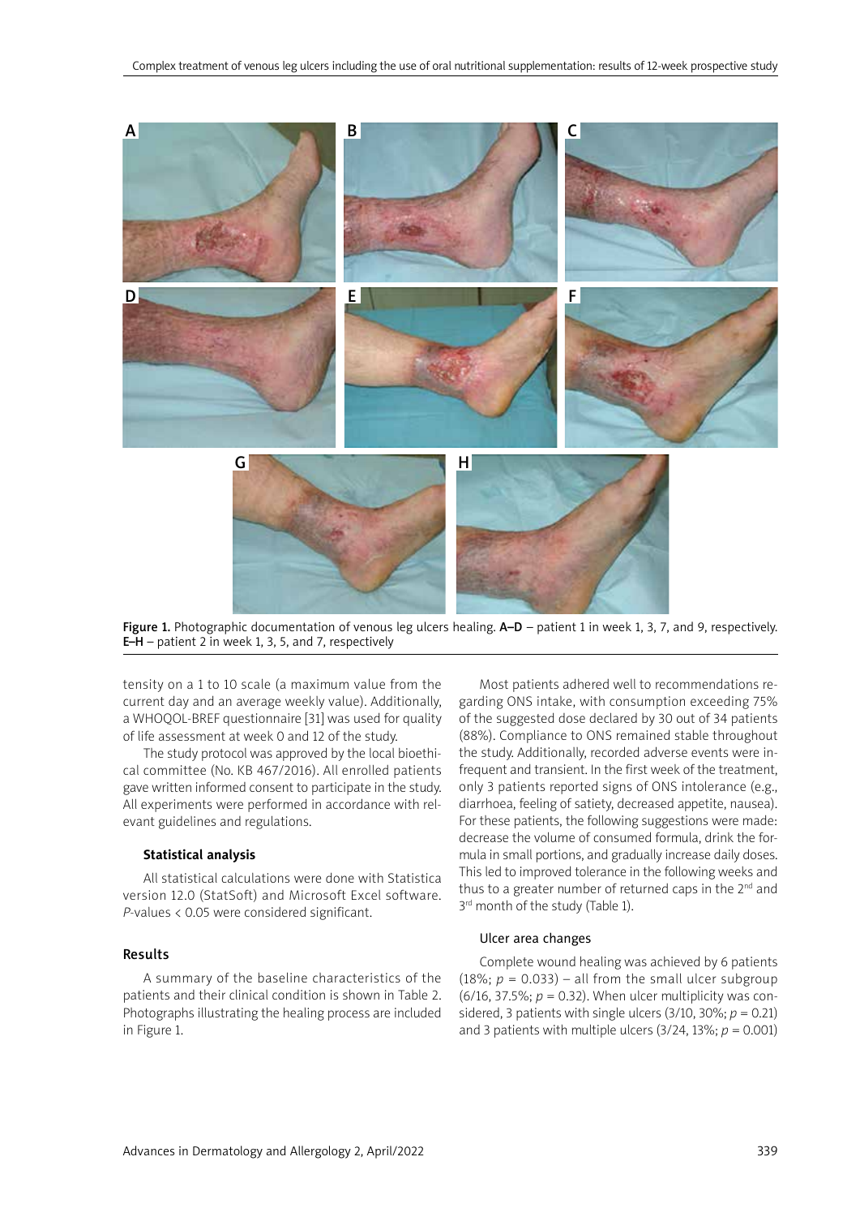Figure 1. Photographic documentation of venous leg ulcers healing. A–D – patient 1 in week 1, 3, 7, and 9, respectively. E–H – patient 2 in week 1, 3, 5, and 7, respectively

tensity on a 1 to 10 scale (a maximum value from the current day and an average weekly value). Additionally, a WHOQOL-BREF questionnaire [31] was used for quality of life assessment at week 0 and 12 of the study.

The study protocol was approved by the local bioethical committee (No. KB 467/2016). All enrolled patients gave written informed consent to participate in the study. All experiments were performed in accordance with relevant guidelines and regulations.

### Statistical analysis

All statistical calculations were done with Statistica version 12.0 (StatSoft) and Microsoft Excel software. *P*-values < 0.05 were considered significant.

## Results

A summary of the baseline characteristics of the patients and their clinical condition is shown in Table 2. Photographs illustrating the healing process are included in Figure 1.

Most patients adhered well to recommendations regarding ONS intake, with consumption exceeding 75% of the suggested dose declared by 30 out of 34 patients (88%). Compliance to ONS remained stable throughout the study. Additionally, recorded adverse events were infrequent and transient. In the first week of the treatment, only 3 patients reported signs of ONS intolerance (e.g., diarrhoea, feeling of satiety, decreased appetite, nausea). For these patients, the following suggestions were made: decrease the volume of consumed formula, drink the formula in small portions, and gradually increase daily doses. This led to improved tolerance in the following weeks and thus to a greater number of returned caps in the 2nd and 3rd month of the study (Table 1).

### Ulcer area changes

Complete wound healing was achieved by 6 patients (18%; $p = 0.033$) – all from the small ulcer subgroup (6/16, 37.5%; $p = 0.32$). When ulcer multiplicity was considered, 3 patients with single ulcers (3/10, 30%; $p = 0.21$) and 3 patients with multiple ulcers (3/24, 13%; $p = 0.001$)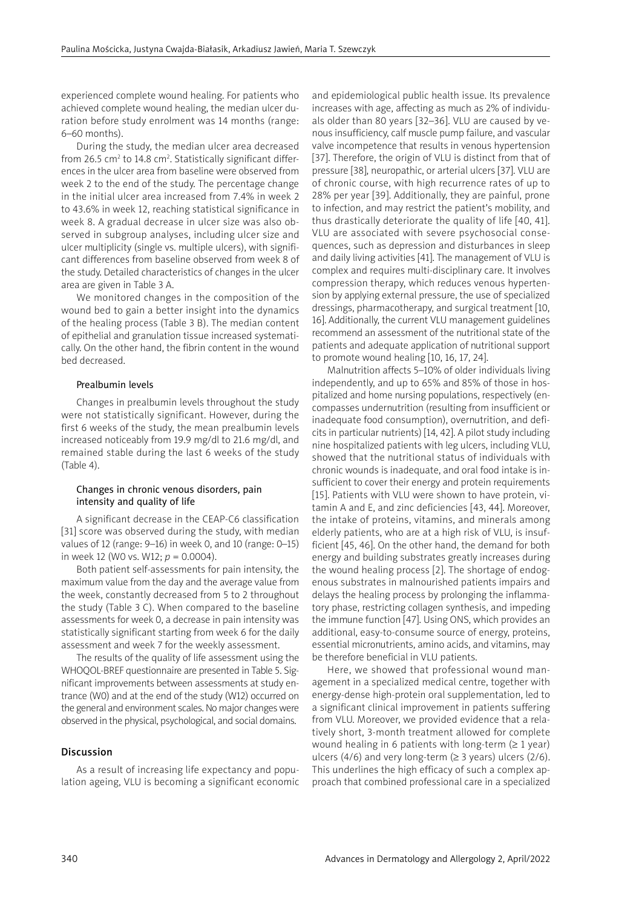experienced complete wound healing. For patients who achieved complete wound healing, the median ulcer duration before study enrolment was 14 months (range: 6–60 months).

During the study, the median ulcer area decreased from 26.5 $cm^2$ to 14.8 $cm^2$. Statistically significant differences in the ulcer area from baseline were observed from week 2 to the end of the study. The percentage change in the initial ulcer area increased from 7.4% in week 2 to 43.6% in week 12, reaching statistical significance in week 8. A gradual decrease in ulcer size was also observed in subgroup analyses, including ulcer size and ulcer multiplicity (single vs. multiple ulcers), with significant differences from baseline observed from week 8 of the study. Detailed characteristics of changes in the ulcer area are given in Table 3 A.

We monitored changes in the composition of the wound bed to gain a better insight into the dynamics of the healing process (Table 3 B). The median content of epithelial and granulation tissue increased systematically. On the other hand, the fibrin content in the wound bed decreased.

### Prealbumin levels

Changes in prealbumin levels throughout the study were not statistically significant. However, during the first 6 weeks of the study, the mean prealbumin levels increased noticeably from 19.9 mg/dl to 21.6 mg/dl, and remained stable during the last 6 weeks of the study (Table 4).

### Changes in chronic venous disorders, pain intensity and quality of life

A significant decrease in the CEAP-C6 classification [31] score was observed during the study, with median values of 12 (range: 9–16) in week 0, and 10 (range: 0–15) in week 12 (W0 vs. W12; $p = 0.0004$).

Both patient self-assessments for pain intensity, the maximum value from the day and the average value from the week, constantly decreased from 5 to 2 throughout the study (Table 3 C). When compared to the baseline assessments for week 0, a decrease in pain intensity was statistically significant starting from week 6 for the daily assessment and week 7 for the weekly assessment.

The results of the quality of life assessment using the WHOQOL-BREF questionnaire are presented in Table 5. Significant improvements between assessments at study entrance (W0) and at the end of the study (W12) occurred on the general and environment scales. No major changes were observed in the physical, psychological, and social domains.

## Discussion

As a result of increasing life expectancy and population ageing, VLU is becoming a significant economic and epidemiological public health issue. Its prevalence increases with age, affecting as much as 2% of individuals older than 80 years [32–36]. VLU are caused by venous insufficiency, calf muscle pump failure, and vascular valve incompetence that results in venous hypertension [37]. Therefore, the origin of VLU is distinct from that of pressure [38], neuropathic, or arterial ulcers [37]. VLU are of chronic course, with high recurrence rates of up to 28% per year [39]. Additionally, they are painful, prone to infection, and may restrict the patient's mobility, and thus drastically deteriorate the quality of life [40, 41]. VLU are associated with severe psychosocial consequences, such as depression and disturbances in sleep and daily living activities [41]. The management of VLU is complex and requires multi-disciplinary care. It involves compression therapy, which reduces venous hypertension by applying external pressure, the use of specialized dressings, pharmacotherapy, and surgical treatment [10, 16]. Additionally, the current VLU management guidelines recommend an assessment of the nutritional state of the patients and adequate application of nutritional support to promote wound healing [10, 16, 17, 24].

Malnutrition affects 5–10% of older individuals living independently, and up to 65% and 85% of those in hospitalized and home nursing populations, respectively (encompasses undernutrition (resulting from insufficient or inadequate food consumption), overnutrition, and deficits in particular nutrients) [14, 42]. A pilot study including nine hospitalized patients with leg ulcers, including VLU, showed that the nutritional status of individuals with chronic wounds is inadequate, and oral food intake is insufficient to cover their energy and protein requirements [15]. Patients with VLU were shown to have protein, vitamin A and E, and zinc deficiencies [43, 44]. Moreover, the intake of proteins, vitamins, and minerals among elderly patients, who are at a high risk of VLU, is insufficient [45, 46]. On the other hand, the demand for both energy and building substrates greatly increases during the wound healing process [2]. The shortage of endogenous substrates in malnourished patients impairs and delays the healing process by prolonging the inflammatory phase, restricting collagen synthesis, and impeding the immune function [47]. Using ONS, which provides an additional, easy-to-consume source of energy, proteins, essential micronutrients, amino acids, and vitamins, may be therefore beneficial in VLU patients.

Here, we showed that professional wound management in a specialized medical centre, together with energy-dense high-protein oral supplementation, led to a significant clinical improvement in patients suffering from VLU. Moreover, we provided evidence that a relatively short, 3-month treatment allowed for complete wound healing in 6 patients with long-term (≥ 1 year) ulcers (4/6) and very long-term (≥ 3 years) ulcers (2/6). This underlines the high efficacy of such a complex approach that combined professional care in a specialized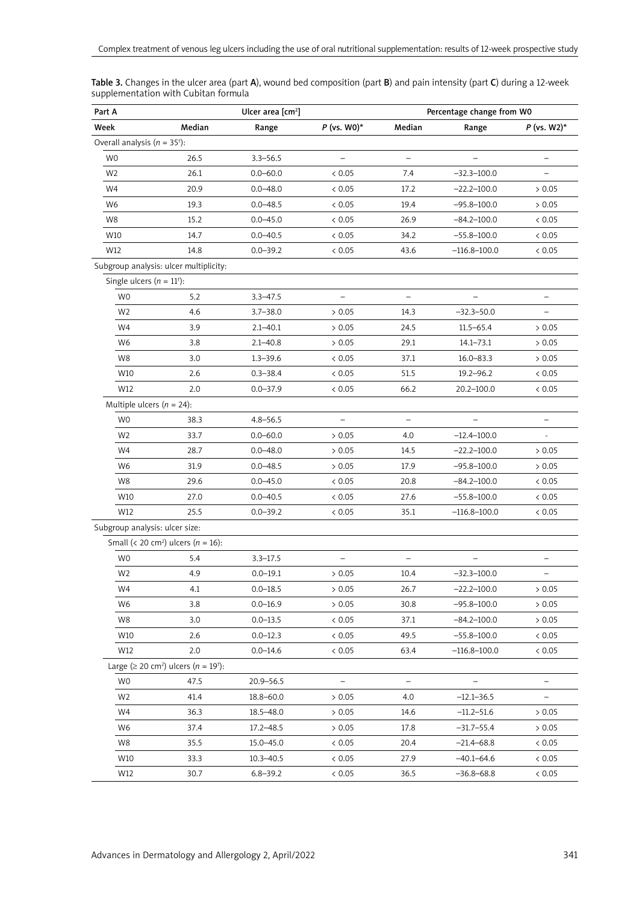**Table 3.** Changes in the ulcer area (part **A**), wound bed composition (part **B**) and pain intensity (part **C**) during a 12-week supplementation with Cubitan formula

| Part A | Ulcer area [cm²] | | | Percentage change from W0 | | |
|---|---|---|---|---|---|---|
| Week | Median | Range | *P* (vs. W0)* | Median | Range | *P* (vs. W2)* |
| Overall analysis (*n* = 35†): | | | | | | |
| W0 | 26.5 | 3.3–56.5 | – | – | – | – |
| W2 | 26.1 | 0.0–60.0 | < 0.05 | 7.4 | –32.3–100.0 | – |
| W4 | 20.9 | 0.0–48.0 | < 0.05 | 17.2 | –22.2–100.0 | > 0.05 |
| W6 | 19.3 | 0.0–48.5 | < 0.05 | 19.4 | –95.8–100.0 | > 0.05 |
| W8 | 15.2 | 0.0–45.0 | < 0.05 | 26.9 | –84.2–100.0 | < 0.05 |
| W10 | 14.7 | 0.0–40.5 | < 0.05 | 34.2 | –55.8–100.0 | < 0.05 |
| W12 | 14.8 | 0.0–39.2 | < 0.05 | 43.6 | –116.8–100.0 | < 0.05 |
| Subgroup analysis: ulcer multiplicity: | | | | | | |
| Single ulcers (*n* = 11†): | | | | | | |
| W0 | 5.2 | 3.3–47.5 | – | – | – | – |
| W2 | 4.6 | 3.7–38.0 | > 0.05 | 14.3 | –32.3–50.0 | – |
| W4 | 3.9 | 2.1–40.1 | > 0.05 | 24.5 | 11.5–65.4 | > 0.05 |
| W6 | 3.8 | 2.1–40.8 | > 0.05 | 29.1 | 14.1–73.1 | > 0.05 |
| W8 | 3.0 | 1.3–39.6 | < 0.05 | 37.1 | 16.0–83.3 | > 0.05 |
| W10 | 2.6 | 0.3–38.4 | < 0.05 | 51.5 | 19.2–96.2 | < 0.05 |
| W12 | 2.0 | 0.0–37.9 | < 0.05 | 66.2 | 20.2–100.0 | < 0.05 |
| Multiple ulcers (*n* = 24): | | | | | | |
| W0 | 38.3 | 4.8–56.5 | – | – | – | – |
| W2 | 33.7 | 0.0–60.0 | > 0.05 | 4.0 | –12.4–100.0 | - |
| W4 | 28.7 | 0.0–48.0 | > 0.05 | 14.5 | –22.2–100.0 | > 0.05 |
| W6 | 31.9 | 0.0–48.5 | > 0.05 | 17.9 | –95.8–100.0 | > 0.05 |
| W8 | 29.6 | 0.0–45.0 | < 0.05 | 20.8 | –84.2–100.0 | < 0.05 |
| W10 | 27.0 | 0.0–40.5 | < 0.05 | 27.6 | –55.8–100.0 | < 0.05 |
| W12 | 25.5 | 0.0–39.2 | < 0.05 | 35.1 | –116.8–100.0 | < 0.05 |
| Subgroup analysis: ulcer size: | | | | | | |
| Small (< 20 cm²) ulcers (*n* = 16): | | | | | | |
| W0 | 5.4 | 3.3–17.5 | – | – | – | – |
| W2 | 4.9 | 0.0–19.1 | > 0.05 | 10.4 | –32.3–100.0 | – |
| W4 | 4.1 | 0.0–18.5 | > 0.05 | 26.7 | –22.2–100.0 | > 0.05 |
| W6 | 3.8 | 0.0–16.9 | > 0.05 | 30.8 | –95.8–100.0 | > 0.05 |
| W8 | 3.0 | 0.0–13.5 | < 0.05 | 37.1 | –84.2–100.0 | > 0.05 |
| W10 | 2.6 | 0.0–12.3 | < 0.05 | 49.5 | –55.8–100.0 | < 0.05 |
| W12 | 2.0 | 0.0–14.6 | < 0.05 | 63.4 | –116.8–100.0 | < 0.05 |
| Large (≥ 20 cm²) ulcers (*n* = 19†): | | | | | | |
| W0 | 47.5 | 20.9–56.5 | – | – | – | – |
| W2 | 41.4 | 18.8–60.0 | > 0.05 | 4.0 | –12.1–36.5 | – |
| W4 | 36.3 | 18.5–48.0 | > 0.05 | 14.6 | –11.2–51.6 | > 0.05 |
| W6 | 37.4 | 17.2–48.5 | > 0.05 | 17.8 | –31.7–55.4 | > 0.05 |
| W8 | 35.5 | 15.0–45.0 | < 0.05 | 20.4 | –21.4–68.8 | < 0.05 |
| W10 | 33.3 | 10.3–40.5 | < 0.05 | 27.9 | –40.1–64.6 | < 0.05 |
| W12 | 30.7 | 6.8–39.2 | < 0.05 | 36.5 | –36.8–68.8 | < 0.05 |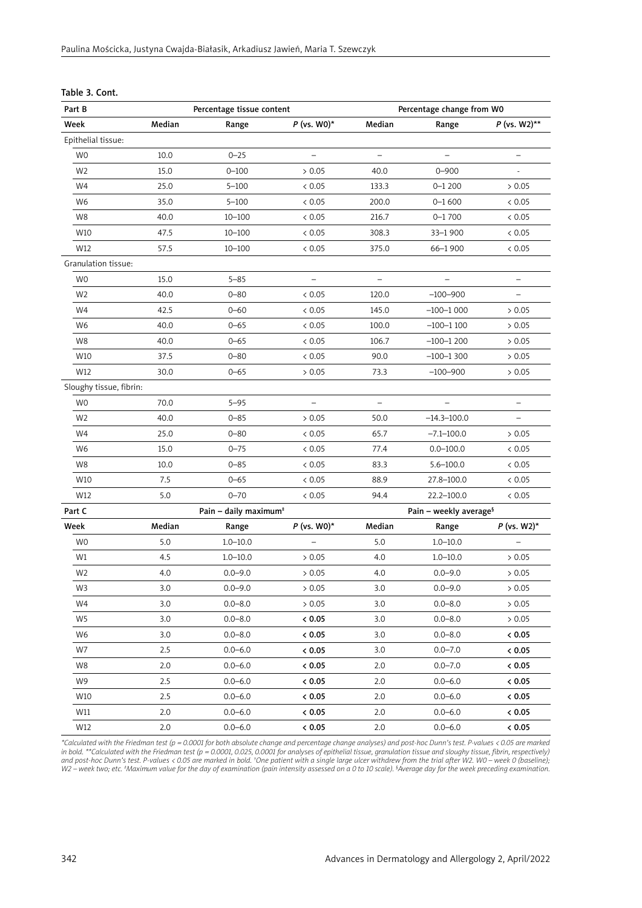**Table 3. Cont.**

| Part B | Percentage tissue content | | | Percentage change from W0 | | |
|---|---|---|---|---|---|---|
| Week | Median | Range | *P* (vs. W0)* | Median | Range | *P* (vs. W2)** |
| Epithelial tissue: | | | | | | |
| W0 | 10.0 | 0–25 | – | – | – | – |
| W2 | 15.0 | 0–100 | > 0.05 | 40.0 | 0–900 | - |
| W4 | 25.0 | 5–100 | < 0.05 | 133.3 | 0–1 200 | > 0.05 |
| W6 | 35.0 | 5–100 | < 0.05 | 200.0 | 0–1 600 | < 0.05 |
| W8 | 40.0 | 10–100 | < 0.05 | 216.7 | 0–1 700 | < 0.05 |
| W10 | 47.5 | 10–100 | < 0.05 | 308.3 | 33–1 900 | < 0.05 |
| W12 | 57.5 | 10–100 | < 0.05 | 375.0 | 66–1 900 | < 0.05 |
| Granulation tissue: | | | | | | |
| W0 | 15.0 | 5–85 | – | – | – | – |
| W2 | 40.0 | 0–80 | < 0.05 | 120.0 | –100–900 | – |
| W4 | 42.5 | 0–60 | < 0.05 | 145.0 | –100–1 000 | > 0.05 |
| W6 | 40.0 | 0–65 | < 0.05 | 100.0 | –100–1 100 | > 0.05 |
| W8 | 40.0 | 0–65 | < 0.05 | 106.7 | –100–1 200 | > 0.05 |
| W10 | 37.5 | 0–80 | < 0.05 | 90.0 | –100–1 300 | > 0.05 |
| W12 | 30.0 | 0–65 | > 0.05 | 73.3 | –100–900 | > 0.05 |
| Sloughy tissue, fibrin: | | | | | | |
| W0 | 70.0 | 5–95 | – | – | – | – |
| W2 | 40.0 | 0–85 | > 0.05 | 50.0 | –14.3–100.0 | – |
| W4 | 25.0 | 0–80 | < 0.05 | 65.7 | –7.1–100.0 | > 0.05 |
| W6 | 15.0 | 0–75 | < 0.05 | 77.4 | 0.0–100.0 | < 0.05 |
| W8 | 10.0 | 0–85 | < 0.05 | 83.3 | 5.6–100.0 | < 0.05 |
| W10 | 7.5 | 0–65 | < 0.05 | 88.9 | 27.8–100.0 | < 0.05 |
| W12 | 5.0 | 0–70 | < 0.05 | 94.4 | 22.2–100.0 | < 0.05 |
| **Part C** | **Pain – daily maximum**[‡] | | | **Pain – weekly average**[§] | | |
| **Week** | **Median** | **Range** | ***P* (vs. W0)*** | **Median** | **Range** | ***P* (vs. W2)*** |
| W0 | 5.0 | 1.0–10.0 | – | 5.0 | 1.0–10.0 | – |
| W1 | 4.5 | 1.0–10.0 | > 0.05 | 4.0 | 1.0–10.0 | > 0.05 |
| W2 | 4.0 | 0.0–9.0 | > 0.05 | 4.0 | 0.0–9.0 | > 0.05 |
| W3 | 3.0 | 0.0–9.0 | > 0.05 | 3.0 | 0.0–9.0 | > 0.05 |
| W4 | 3.0 | 0.0–8.0 | > 0.05 | 3.0 | 0.0–8.0 | > 0.05 |
| W5 | 3.0 | 0.0–8.0 | **< 0.05** | 3.0 | 0.0–8.0 | > 0.05 |
| W6 | 3.0 | 0.0–8.0 | **< 0.05** | 3.0 | 0.0–8.0 | **< 0.05** |
| W7 | 2.5 | 0.0–6.0 | **< 0.05** | 3.0 | 0.0–7.0 | **< 0.05** |
| W8 | 2.0 | 0.0–6.0 | **< 0.05** | 2.0 | 0.0–7.0 | **< 0.05** |
| W9 | 2.5 | 0.0–6.0 | **< 0.05** | 2.0 | 0.0–6.0 | **< 0.05** |
| W10 | 2.5 | 0.0–6.0 | **< 0.05** | 2.0 | 0.0–6.0 | **< 0.05** |
| W11 | 2.0 | 0.0–6.0 | **< 0.05** | 2.0 | 0.0–6.0 | **< 0.05** |
| W12 | 2.0 | 0.0–6.0 | **< 0.05** | 2.0 | 0.0–6.0 | **< 0.05** |

*\*Calculated with the Friedman test (p = 0.0001 for both absolute change and percentage change analyses) and post-hoc Dunn's test. P-values < 0.05 are marked in bold. \*\*Calculated with the Friedman test (p = 0.0001, 0.025, 0.0001 for analyses of epithelial tissue, granulation tissue and sloughy tissue, fibrin, respectively) and post-hoc Dunn's test. P-values < 0.05 are marked in bold. [†]One patient with a single large ulcer withdrew from the trial after W2. W0 – week 0 (baseline); W2 – week two; etc. [‡]Maximum value for the day of examination (pain intensity assessed on a 0 to 10 scale). [§]Average day for the week preceding examination.*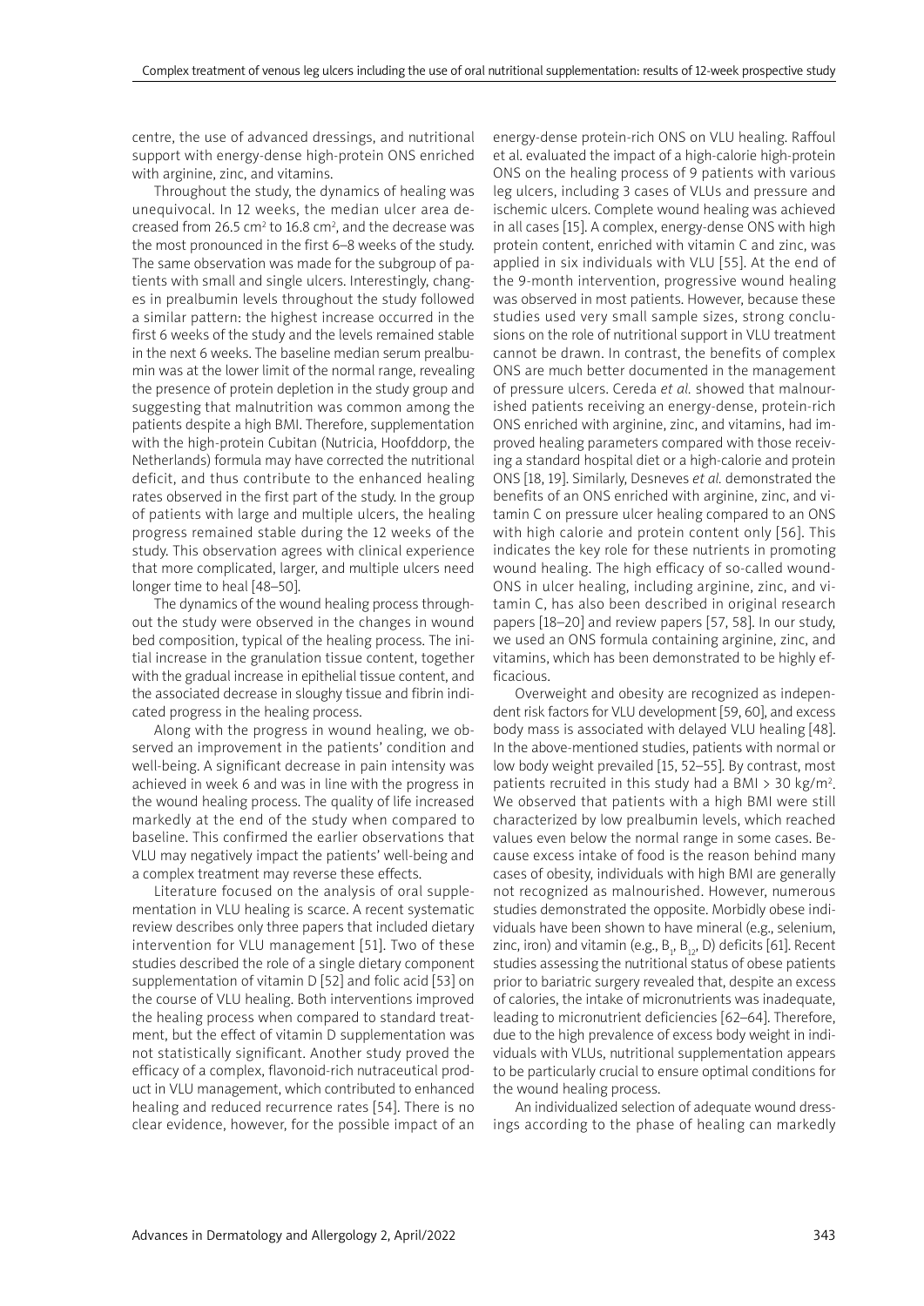centre, the use of advanced dressings, and nutritional support with energy-dense high-protein ONS enriched with arginine, zinc, and vitamins.

Throughout the study, the dynamics of healing was unequivocal. In 12 weeks, the median ulcer area decreased from 26.5 $cm^2$ to 16.8 $cm^2$, and the decrease was the most pronounced in the first 6–8 weeks of the study. The same observation was made for the subgroup of patients with small and single ulcers. Interestingly, changes in prealbumin levels throughout the study followed a similar pattern: the highest increase occurred in the first 6 weeks of the study and the levels remained stable in the next 6 weeks. The baseline median serum prealbumin was at the lower limit of the normal range, revealing the presence of protein depletion in the study group and suggesting that malnutrition was common among the patients despite a high BMI. Therefore, supplementation with the high-protein Cubitan (Nutricia, Hoofddorp, the Netherlands) formula may have corrected the nutritional deficit, and thus contribute to the enhanced healing rates observed in the first part of the study. In the group of patients with large and multiple ulcers, the healing progress remained stable during the 12 weeks of the study. This observation agrees with clinical experience that more complicated, larger, and multiple ulcers need longer time to heal [48–50].

The dynamics of the wound healing process throughout the study were observed in the changes in wound bed composition, typical of the healing process. The initial increase in the granulation tissue content, together with the gradual increase in epithelial tissue content, and the associated decrease in sloughy tissue and fibrin indicated progress in the healing process.

Along with the progress in wound healing, we observed an improvement in the patients' condition and well-being. A significant decrease in pain intensity was achieved in week 6 and was in line with the progress in the wound healing process. The quality of life increased markedly at the end of the study when compared to baseline. This confirmed the earlier observations that VLU may negatively impact the patients' well-being and a complex treatment may reverse these effects.

Literature focused on the analysis of oral supplementation in VLU healing is scarce. A recent systematic review describes only three papers that included dietary intervention for VLU management [51]. Two of these studies described the role of a single dietary component supplementation of vitamin D [52] and folic acid [53] on the course of VLU healing. Both interventions improved the healing process when compared to standard treatment, but the effect of vitamin D supplementation was not statistically significant. Another study proved the efficacy of a complex, flavonoid-rich nutraceutical product in VLU management, which contributed to enhanced healing and reduced recurrence rates [54]. There is no clear evidence, however, for the possible impact of an energy-dense protein-rich ONS on VLU healing. Raffoul et al. evaluated the impact of a high-calorie high-protein ONS on the healing process of 9 patients with various leg ulcers, including 3 cases of VLUs and pressure and ischemic ulcers. Complete wound healing was achieved in all cases [15]. A complex, energy-dense ONS with high protein content, enriched with vitamin C and zinc, was applied in six individuals with VLU [55]. At the end of the 9-month intervention, progressive wound healing was observed in most patients. However, because these studies used very small sample sizes, strong conclusions on the role of nutritional support in VLU treatment cannot be drawn. In contrast, the benefits of complex ONS are much better documented in the management of pressure ulcers. Cereda *et al.* showed that malnourished patients receiving an energy-dense, protein-rich ONS enriched with arginine, zinc, and vitamins, had improved healing parameters compared with those receiving a standard hospital diet or a high-calorie and protein ONS [18, 19]. Similarly, Desneves *et al.* demonstrated the benefits of an ONS enriched with arginine, zinc, and vitamin C on pressure ulcer healing compared to an ONS with high calorie and protein content only [56]. This indicates the key role for these nutrients in promoting wound healing. The high efficacy of so-called wound-ONS in ulcer healing, including arginine, zinc, and vitamin C, has also been described in original research papers [18–20] and review papers [57, 58]. In our study, we used an ONS formula containing arginine, zinc, and vitamins, which has been demonstrated to be highly efficacious.

Overweight and obesity are recognized as independent risk factors for VLU development [59, 60], and excess body mass is associated with delayed VLU healing [48]. In the above-mentioned studies, patients with normal or low body weight prevailed [15, 52–55]. By contrast, most patients recruited in this study had a BMI > 30 kg/$m^2$. We observed that patients with a high BMI were still characterized by low prealbumin levels, which reached values even below the normal range in some cases. Because excess intake of food is the reason behind many cases of obesity, individuals with high BMI are generally not recognized as malnourished. However, numerous studies demonstrated the opposite. Morbidly obese individuals have been shown to have mineral (e.g., selenium, zinc, iron) and vitamin (e.g., $B_1$, $B_{12}$, D) deficits [61]. Recent studies assessing the nutritional status of obese patients prior to bariatric surgery revealed that, despite an excess of calories, the intake of micronutrients was inadequate, leading to micronutrient deficiencies [62–64]. Therefore, due to the high prevalence of excess body weight in individuals with VLUs, nutritional supplementation appears to be particularly crucial to ensure optimal conditions for the wound healing process.

An individualized selection of adequate wound dressings according to the phase of healing can markedly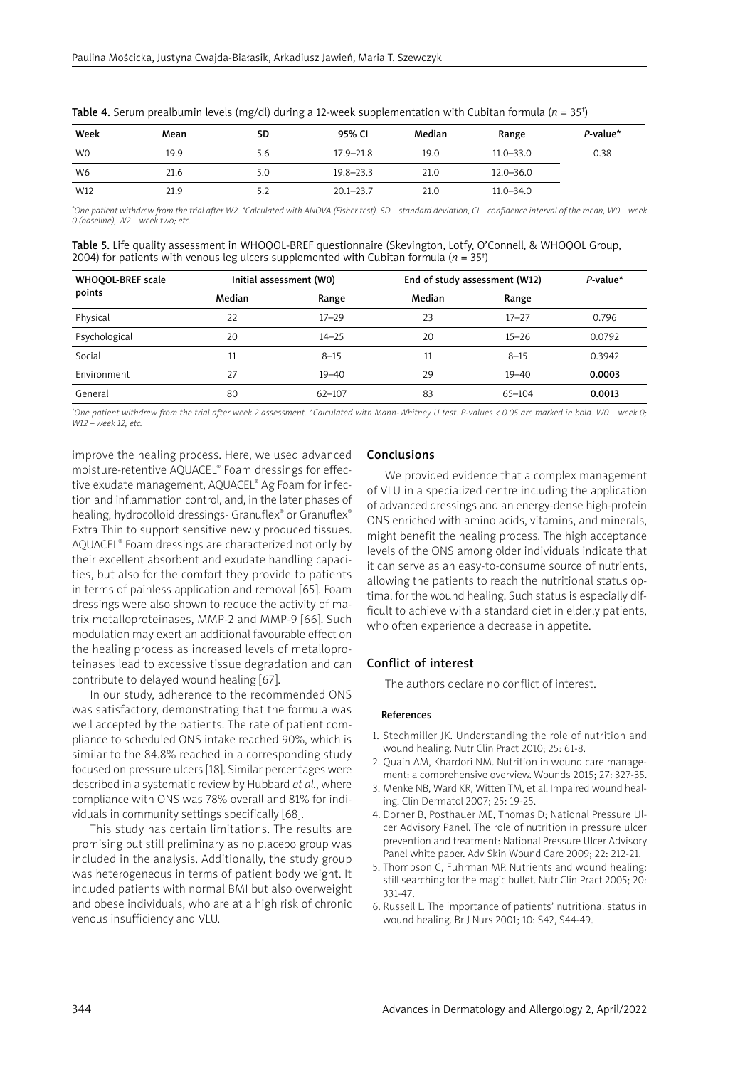**Table 4.** Serum prealbumin levels (mg/dl) during a 12-week supplementation with Cubitan formula ($n$ = 35[†])

| Week | Mean | SD | 95% CI | Median | Range | *P*-value* |
|---|---|---|---|---|---|---|
| W0 | 19.9 | 5.6 | 17.9–21.8 | 19.0 | 11.0–33.0 | 0.38 |
| W6 | 21.6 | 5.0 | 19.8–23.3 | 21.0 | 12.0–36.0 | |
| W12 | 21.9 | 5.2 | 20.1–23.7 | 21.0 | 11.0–34.0 | |

*[†]One patient withdrew from the trial after W2. *Calculated with ANOVA (Fisher test). SD – standard deviation, CI – confidence interval of the mean, W0 – week 0 (baseline), W2 – week two; etc.*

**Table 5.** Life quality assessment in WHOQOL-BREF questionnaire (Skevington, Lotfy, O'Connell, & WHOQOL Group, 2004) for patients with venous leg ulcers supplemented with Cubitan formula ($n$ = 35[†])

| WHOQOL-BREF scale points | Initial assessment (W0) | | End of study assessment (W12) | | *P*-value* |
|---|---|---|---|---|---|
| | Median | Range | Median | Range | |
| Physical | 22 | 17–29 | 23 | 17–27 | 0.796 |
| Psychological | 20 | 14–25 | 20 | 15–26 | 0.0792 |
| Social | 11 | 8–15 | 11 | 8–15 | 0.3942 |
| Environment | 27 | 19–40 | 29 | 19–40 | **0.0003** |
| General | 80 | 62–107 | 83 | 65–104 | **0.0013** |

*[†]One patient withdrew from the trial after week 2 assessment. *Calculated with Mann-Whitney U test. P-values < 0.05 are marked in bold. W0 – week 0; W12 – week 12; etc.*

improve the healing process. Here, we used advanced moisture-retentive AQUACEL® Foam dressings for effective exudate management, AQUACEL® Ag Foam for infection and inflammation control, and, in the later phases of healing, hydrocolloid dressings- Granuflex® or Granuflex® Extra Thin to support sensitive newly produced tissues. AQUACEL® Foam dressings are characterized not only by their excellent absorbent and exudate handling capacities, but also for the comfort they provide to patients in terms of painless application and removal [65]. Foam dressings were also shown to reduce the activity of matrix metalloproteinases, MMP-2 and MMP-9 [66]. Such modulation may exert an additional favourable effect on the healing process as increased levels of metalloproteinases lead to excessive tissue degradation and can contribute to delayed wound healing [67].

In our study, adherence to the recommended ONS was satisfactory, demonstrating that the formula was well accepted by the patients. The rate of patient compliance to scheduled ONS intake reached 90%, which is similar to the 84.8% reached in a corresponding study focused on pressure ulcers [18]. Similar percentages were described in a systematic review by Hubbard *et al.*, where compliance with ONS was 78% overall and 81% for individuals in community settings specifically [68].

This study has certain limitations. The results are promising but still preliminary as no placebo group was included in the analysis. Additionally, the study group was heterogeneous in terms of patient body weight. It included patients with normal BMI but also overweight and obese individuals, who are at a high risk of chronic venous insufficiency and VLU.

## Conclusions

We provided evidence that a complex management of VLU in a specialized centre including the application of advanced dressings and an energy-dense high-protein ONS enriched with amino acids, vitamins, and minerals, might benefit the healing process. The high acceptance levels of the ONS among older individuals indicate that it can serve as an easy-to-consume source of nutrients, allowing the patients to reach the nutritional status optimal for the wound healing. Such status is especially difficult to achieve with a standard diet in elderly patients, who often experience a decrease in appetite.

## Conflict of interest

The authors declare no conflict of interest.

### References

1. Stechmiller JK. Understanding the role of nutrition and wound healing. Nutr Clin Pract 2010; 25: 61-8.
2. Quain AM, Khardori NM. Nutrition in wound care management: a comprehensive overview. Wounds 2015; 27: 327-35.
3. Menke NB, Ward KR, Witten TM, et al. Impaired wound healing. Clin Dermatol 2007; 25: 19-25.
4. Dorner B, Posthauer ME, Thomas D; National Pressure Ulcer Advisory Panel. The role of nutrition in pressure ulcer prevention and treatment: National Pressure Ulcer Advisory Panel white paper. Adv Skin Wound Care 2009; 22: 212-21.
5. Thompson C, Fuhrman MP. Nutrients and wound healing: still searching for the magic bullet. Nutr Clin Pract 2005; 20: 331-47.
6. Russell L. The importance of patients' nutritional status in wound healing. Br J Nurs 2001; 10: S42, S44-49.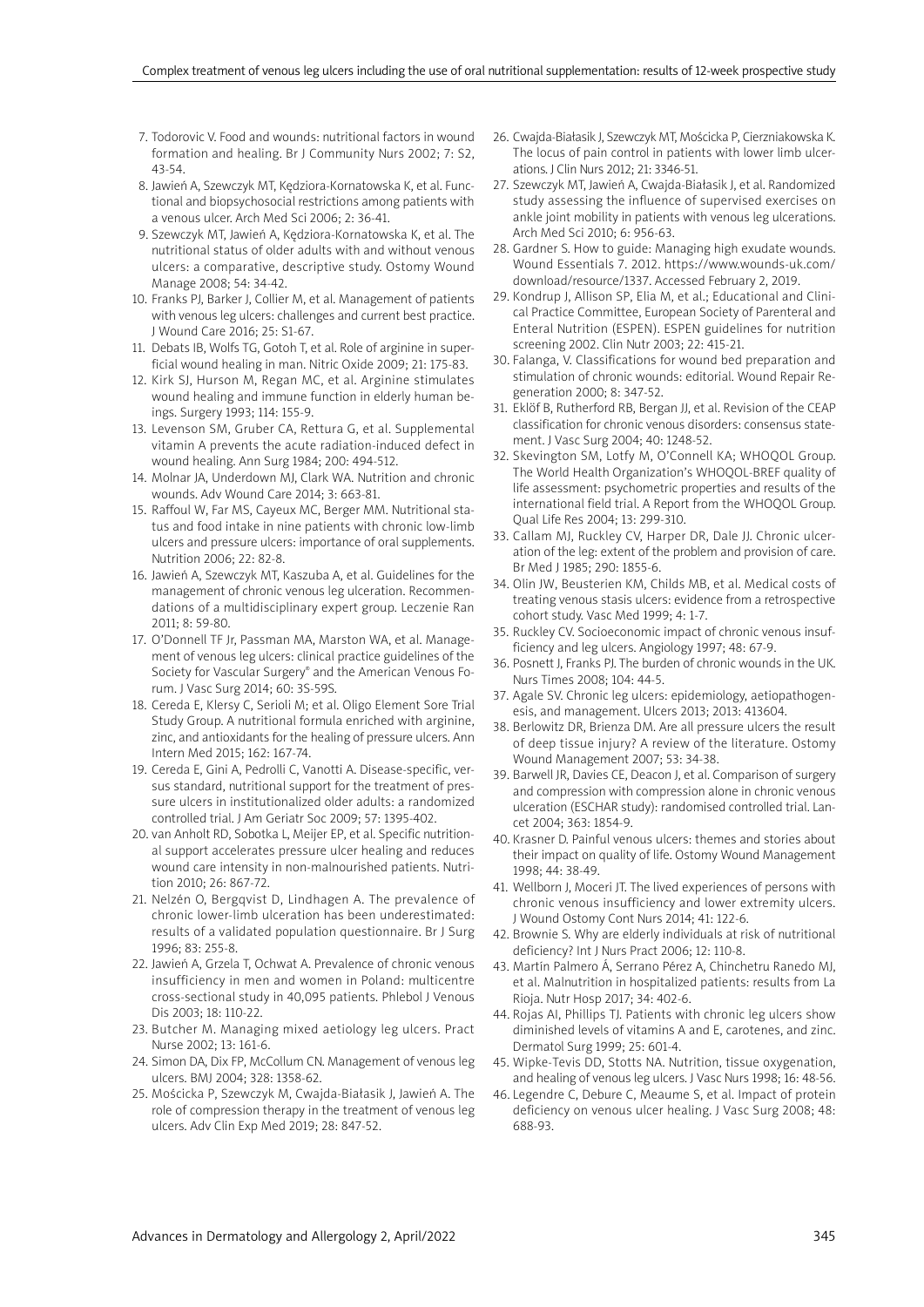7. Todorovic V. Food and wounds: nutritional factors in wound formation and healing. Br J Community Nurs 2002; 7: S2, 43-54.
8. Jawień A, Szewczyk MT, Kędziora-Kornatowska K, et al. Functional and biopsychosocial restrictions among patients with a venous ulcer. Arch Med Sci 2006; 2: 36-41.
9. Szewczyk MT, Jawień A, Kędziora-Kornatowska K, et al. The nutritional status of older adults with and without venous ulcers: a comparative, descriptive study. Ostomy Wound Manage 2008; 54: 34-42.
10. Franks PJ, Barker J, Collier M, et al. Management of patients with venous leg ulcers: challenges and current best practice. J Wound Care 2016; 25: S1-67.
11. Debats IB, Wolfs TG, Gotoh T, et al. Role of arginine in superficial wound healing in man. Nitric Oxide 2009; 21: 175-83.
12. Kirk SJ, Hurson M, Regan MC, et al. Arginine stimulates wound healing and immune function in elderly human beings. Surgery 1993; 114: 155-9.
13. Levenson SM, Gruber CA, Rettura G, et al. Supplemental vitamin A prevents the acute radiation-induced defect in wound healing. Ann Surg 1984; 200: 494-512.
14. Molnar JA, Underdown MJ, Clark WA. Nutrition and chronic wounds. Adv Wound Care 2014; 3: 663-81.
15. Raffoul W, Far MS, Cayeux MC, Berger MM. Nutritional status and food intake in nine patients with chronic low-limb ulcers and pressure ulcers: importance of oral supplements. Nutrition 2006; 22: 82-8.
16. Jawień A, Szewczyk MT, Kaszuba A, et al. Guidelines for the management of chronic venous leg ulceration. Recommendations of a multidisciplinary expert group. Leczenie Ran 2011; 8: 59-80.
17. O'Donnell TF Jr, Passman MA, Marston WA, et al. Management of venous leg ulcers: clinical practice guidelines of the Society for Vascular Surgery® and the American Venous Forum. J Vasc Surg 2014; 60: 3S-59S.
18. Cereda E, Klersy C, Serioli M; et al. Oligo Element Sore Trial Study Group. A nutritional formula enriched with arginine, zinc, and antioxidants for the healing of pressure ulcers. Ann Intern Med 2015; 162: 167-74.
19. Cereda E, Gini A, Pedrolli C, Vanotti A. Disease-specific, versus standard, nutritional support for the treatment of pressure ulcers in institutionalized older adults: a randomized controlled trial. J Am Geriatr Soc 2009; 57: 1395-402.
20. van Anholt RD, Sobotka L, Meijer EP, et al. Specific nutritional support accelerates pressure ulcer healing and reduces wound care intensity in non-malnourished patients. Nutrition 2010; 26: 867-72.
21. Nelzén O, Bergqvist D, Lindhagen A. The prevalence of chronic lower-limb ulceration has been underestimated: results of a validated population questionnaire. Br J Surg 1996; 83: 255-8.
22. Jawień A, Grzela T, Ochwat A. Prevalence of chronic venous insufficiency in men and women in Poland: multicentre cross-sectional study in 40,095 patients. Phlebol J Venous Dis 2003; 18: 110-22.
23. Butcher M. Managing mixed aetiology leg ulcers. Pract Nurse 2002; 13: 161-6.
24. Simon DA, Dix FP, McCollum CN. Management of venous leg ulcers. BMJ 2004; 328: 1358-62.
25. Mościcka P, Szewczyk M, Cwajda-Białasik J, Jawień A. The role of compression therapy in the treatment of venous leg ulcers. Adv Clin Exp Med 2019; 28: 847-52.
26. Cwajda-Białasik J, Szewczyk MT, Mościcka P, Cierzniakowska K. The locus of pain control in patients with lower limb ulcerations. J Clin Nurs 2012; 21: 3346-51.
27. Szewczyk MT, Jawień A, Cwajda-Białasik J, et al. Randomized study assessing the influence of supervised exercises on ankle joint mobility in patients with venous leg ulcerations. Arch Med Sci 2010; 6: 956-63.
28. Gardner S. How to guide: Managing high exudate wounds. Wound Essentials 7. 2012. https://www.wounds-uk.com/download/resource/1337. Accessed February 2, 2019.
29. Kondrup J, Allison SP, Elia M, et al.; Educational and Clinical Practice Committee, European Society of Parenteral and Enteral Nutrition (ESPEN). ESPEN guidelines for nutrition screening 2002. Clin Nutr 2003; 22: 415-21.
30. Falanga, V. Classifications for wound bed preparation and stimulation of chronic wounds: editorial. Wound Repair Regeneration 2000; 8: 347-52.
31. Eklöf B, Rutherford RB, Bergan JJ, et al. Revision of the CEAP classification for chronic venous disorders: consensus statement. J Vasc Surg 2004; 40: 1248-52.
32. Skevington SM, Lotfy M, O'Connell KA; WHOQOL Group. The World Health Organization's WHOQOL-BREF quality of life assessment: psychometric properties and results of the international field trial. A Report from the WHOQOL Group. Qual Life Res 2004; 13: 299-310.
33. Callam MJ, Ruckley CV, Harper DR, Dale JJ. Chronic ulceration of the leg: extent of the problem and provision of care. Br Med J 1985; 290: 1855-6.
34. Olin JW, Beusterien KM, Childs MB, et al. Medical costs of treating venous stasis ulcers: evidence from a retrospective cohort study. Vasc Med 1999; 4: 1-7.
35. Ruckley CV. Socioeconomic impact of chronic venous insufficiency and leg ulcers. Angiology 1997; 48: 67-9.
36. Posnett J, Franks PJ. The burden of chronic wounds in the UK. Nurs Times 2008; 104: 44-5.
37. Agale SV. Chronic leg ulcers: epidemiology, aetiopathogenesis, and management. Ulcers 2013; 2013: 413604.
38. Berlowitz DR, Brienza DM. Are all pressure ulcers the result of deep tissue injury? A review of the literature. Ostomy Wound Management 2007; 53: 34-38.
39. Barwell JR, Davies CE, Deacon J, et al. Comparison of surgery and compression with compression alone in chronic venous ulceration (ESCHAR study): randomised controlled trial. Lancet 2004; 363: 1854-9.
40. Krasner D. Painful venous ulcers: themes and stories about their impact on quality of life. Ostomy Wound Management 1998; 44: 38-49.
41. Wellborn J, Moceri JT. The lived experiences of persons with chronic venous insufficiency and lower extremity ulcers. J Wound Ostomy Cont Nurs 2014; 41: 122-6.
42. Brownie S. Why are elderly individuals at risk of nutritional deficiency? Int J Nurs Pract 2006; 12: 110-8.
43. Martín Palmero Á, Serrano Pérez A, Chinchetru Ranedo MJ, et al. Malnutrition in hospitalized patients: results from La Rioja. Nutr Hosp 2017; 34: 402-6.
44. Rojas AI, Phillips TJ. Patients with chronic leg ulcers show diminished levels of vitamins A and E, carotenes, and zinc. Dermatol Surg 1999; 25: 601-4.
45. Wipke-Tevis DD, Stotts NA. Nutrition, tissue oxygenation, and healing of venous leg ulcers. J Vasc Nurs 1998; 16: 48-56.
46. Legendre C, Debure C, Meaume S, et al. Impact of protein deficiency on venous ulcer healing. J Vasc Surg 2008; 48: 688-93.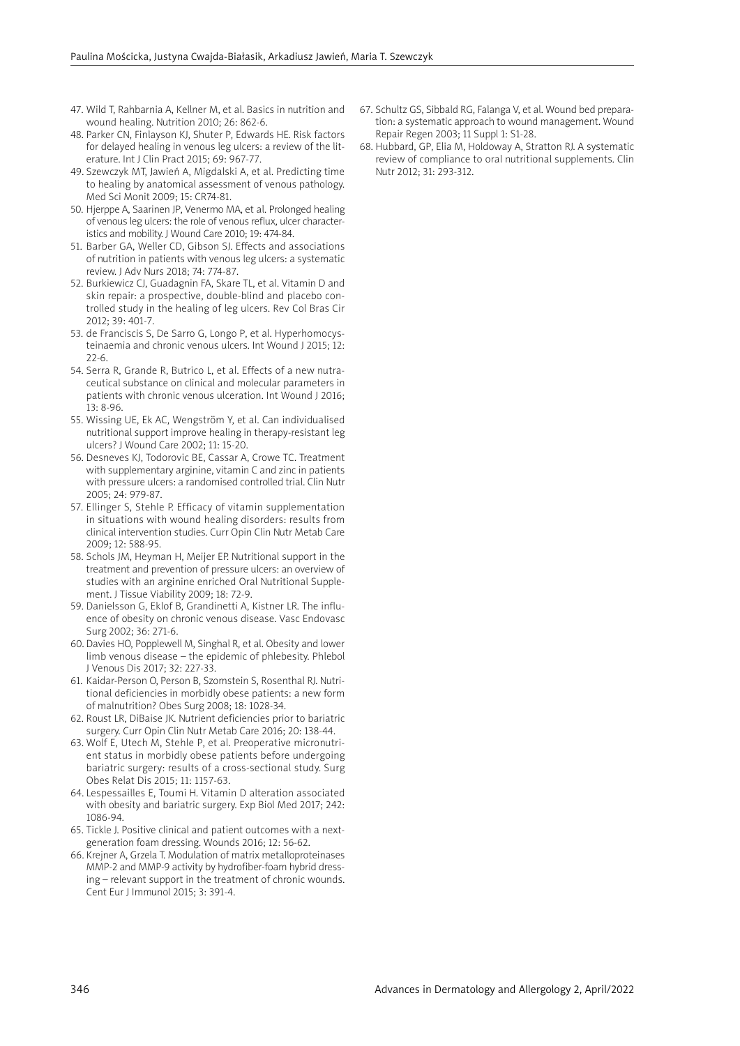47. Wild T, Rahbarnia A, Kellner M, et al. Basics in nutrition and wound healing. Nutrition 2010; 26: 862-6.
48. Parker CN, Finlayson KJ, Shuter P, Edwards HE. Risk factors for delayed healing in venous leg ulcers: a review of the literature. Int J Clin Pract 2015; 69: 967-77.
49. Szewczyk MT, Jawień A, Migdalski A, et al. Predicting time to healing by anatomical assessment of venous pathology. Med Sci Monit 2009; 15: CR74-81.
50. Hjerppe A, Saarinen JP, Venermo MA, et al. Prolonged healing of venous leg ulcers: the role of venous reflux, ulcer characteristics and mobility. J Wound Care 2010; 19: 474-84.
51. Barber GA, Weller CD, Gibson SJ. Effects and associations of nutrition in patients with venous leg ulcers: a systematic review. J Adv Nurs 2018; 74: 774-87.
52. Burkiewicz CJ, Guadagnin FA, Skare TL, et al. Vitamin D and skin repair: a prospective, double-blind and placebo controlled study in the healing of leg ulcers. Rev Col Bras Cir 2012; 39: 401-7.
53. de Franciscis S, De Sarro G, Longo P, et al. Hyperhomocysteinaemia and chronic venous ulcers. Int Wound J 2015; 12: 22-6.
54. Serra R, Grande R, Butrico L, et al. Effects of a new nutraceutical substance on clinical and molecular parameters in patients with chronic venous ulceration. Int Wound J 2016; 13: 8-96.
55. Wissing UE, Ek AC, Wengström Y, et al. Can individualised nutritional support improve healing in therapy-resistant leg ulcers? J Wound Care 2002; 11: 15-20.
56. Desneves KJ, Todorovic BE, Cassar A, Crowe TC. Treatment with supplementary arginine, vitamin C and zinc in patients with pressure ulcers: a randomised controlled trial. Clin Nutr 2005; 24: 979-87.
57. Ellinger S, Stehle P. Efficacy of vitamin supplementation in situations with wound healing disorders: results from clinical intervention studies. Curr Opin Clin Nutr Metab Care 2009; 12: 588-95.
58. Schols JM, Heyman H, Meijer EP. Nutritional support in the treatment and prevention of pressure ulcers: an overview of studies with an arginine enriched Oral Nutritional Supplement. J Tissue Viability 2009; 18: 72-9.
59. Danielsson G, Eklof B, Grandinetti A, Kistner LR. The influence of obesity on chronic venous disease. Vasc Endovasc Surg 2002; 36: 271-6.
60. Davies HO, Popplewell M, Singhal R, et al. Obesity and lower limb venous disease – the epidemic of phlebesity. Phlebol J Venous Dis 2017; 32: 227-33.
61. Kaidar-Person O, Person B, Szomstein S, Rosenthal RJ. Nutritional deficiencies in morbidly obese patients: a new form of malnutrition? Obes Surg 2008; 18: 1028-34.
62. Roust LR, DiBaise JK. Nutrient deficiencies prior to bariatric surgery. Curr Opin Clin Nutr Metab Care 2016; 20: 138-44.
63. Wolf E, Utech M, Stehle P, et al. Preoperative micronutrient status in morbidly obese patients before undergoing bariatric surgery: results of a cross-sectional study. Surg Obes Relat Dis 2015; 11: 1157-63.
64. Lespessailles E, Toumi H. Vitamin D alteration associated with obesity and bariatric surgery. Exp Biol Med 2017; 242: 1086-94.
65. Tickle J. Positive clinical and patient outcomes with a next-generation foam dressing. Wounds 2016; 12: 56-62.
66. Krejner A, Grzela T. Modulation of matrix metalloproteinases MMP-2 and MMP-9 activity by hydrofiber-foam hybrid dressing – relevant support in the treatment of chronic wounds. Cent Eur J Immunol 2015; 3: 391-4.
67. Schultz GS, Sibbald RG, Falanga V, et al. Wound bed preparation: a systematic approach to wound management. Wound Repair Regen 2003; 11 Suppl 1: S1-28.
68. Hubbard, GP, Elia M, Holdoway A, Stratton RJ. A systematic review of compliance to oral nutritional supplements. Clin Nutr 2012; 31: 293-312.